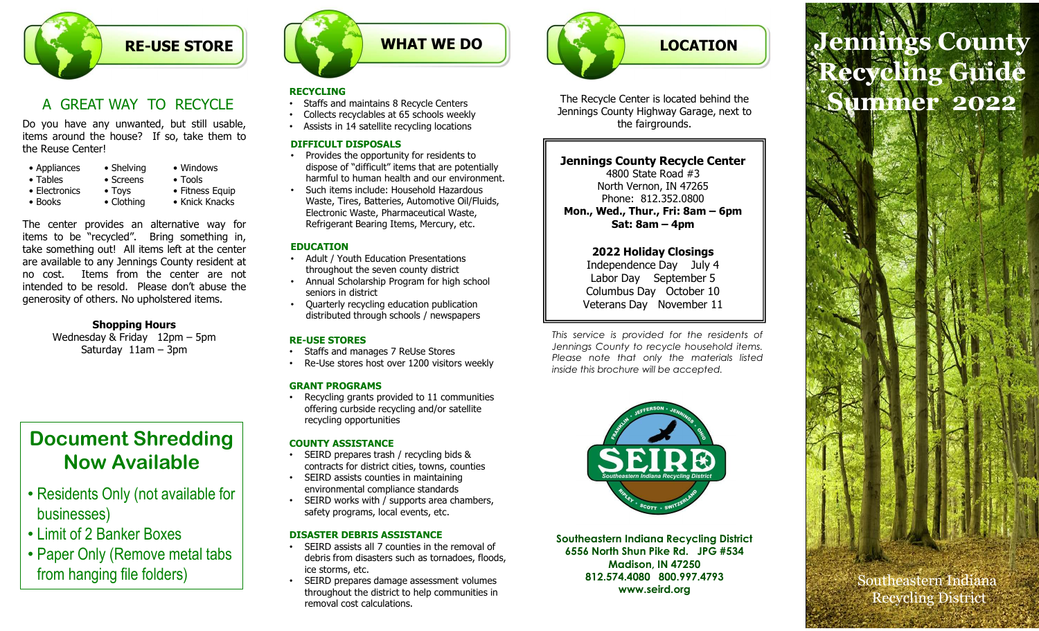## RE-USE STORE

### A GREAT WAY TO RECYCLE

Do you have any unwanted, but still usable, items around the house? If so, take them to the Reuse Center!

- Appliances
- Tables
- Electronics
- Books
- Shelving
- Screens
- Toys
- Clothing
- Windows
- Tools
- Fitness Equip
- Knick Knacks

The center provides an alternative way for items to be "recycled". Bring something in, take something out! All items left at the center are available to any Jennings County resident at no cost. Items from the center are not intended to be resold. Please don't abuse the generosity of others. No upholstered items.

**Shopping Hours**
Wednesday & Friday 12pm – 5pm
Saturday 11am – 3pm

### Document Shredding Now Available

- Residents Only (not available for businesses)
- Limit of 2 Banker Boxes
- Paper Only (Remove metal tabs from hanging file folders)

## WHAT WE DO

**RECYCLING**

- Staffs and maintains 8 Recycle Centers
- Collects recyclables at 65 schools weekly
- Assists in 14 satellite recycling locations

**DIFFICULT DISPOSALS**

- Provides the opportunity for residents to dispose of "difficult" items that are potentially harmful to human health and our environment.
- Such items include: Household Hazardous Waste, Tires, Batteries, Automotive Oil/Fluids, Electronic Waste, Pharmaceutical Waste, Refrigerant Bearing Items, Mercury, etc.

**EDUCATION**

- Adult / Youth Education Presentations throughout the seven county district
- Annual Scholarship Program for high school seniors in district
- Quarterly recycling education publication distributed through schools / newspapers

**RE-USE STORES**

- Staffs and manages 7 ReUse Stores
- Re-Use stores host over 1200 visitors weekly

**GRANT PROGRAMS**

- Recycling grants provided to 11 communities offering curbside recycling and/or satellite recycling opportunities

**COUNTY ASSISTANCE**

- SEIRD prepares trash / recycling bids & contracts for district cities, towns, counties
- SEIRD assists counties in maintaining environmental compliance standards
- SEIRD works with / supports area chambers, safety programs, local events, etc.

**DISASTER DEBRIS ASSISTANCE**

- SEIRD assists all 7 counties in the removal of debris from disasters such as tornadoes, floods, ice storms, etc.
- SEIRD prepares damage assessment volumes throughout the district to help communities in removal cost calculations.

## LOCATION

The Recycle Center is located behind the Jennings County Highway Garage, next to the fairgrounds.

**Jennings County Recycle Center**
4800 State Road #3
North Vernon, IN 47265
Phone: 812.352.0800
**Mon., Wed., Thur., Fri: 8am – 6pm**
**Sat: 8am – 4pm**

**2022 Holiday Closings**
Independence Day July 4
Labor Day September 5
Columbus Day October 10
Veterans Day November 11

*This service is provided for the residents of Jennings County to recycle household items. Please note that only the materials listed inside this brochure will be accepted.*

FRANKLIN • JEFFERSON • JENNINGS • OHIO
SEIRD
Southeastern Indiana Recycling District
RIPLEY • SCOTT • SWITZERLAND

**Southeastern Indiana Recycling District**
**6556 North Shun Pike Rd. JPG #534**
**Madison, IN 47250**
**812.574.4080 800.997.4793**
**www.seird.org**

# Jennings County Recycling Guide Summer 2022

Southeastern Indiana Recycling District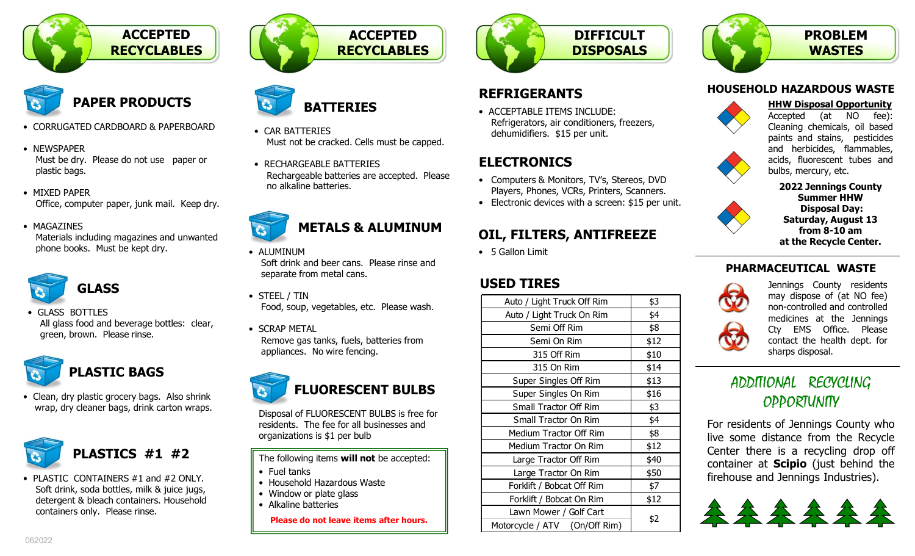# ACCEPTED RECYCLABLES

## PAPER PRODUCTS

- CORRUGATED CARDBOARD & PAPERBOARD
- NEWSPAPER
  Must be dry. Please do not use paper or plastic bags.
- MIXED PAPER
  Office, computer paper, junk mail. Keep dry.
- MAGAZINES
  Materials including magazines and unwanted phone books. Must be kept dry.

## GLASS

- GLASS BOTTLES
  All glass food and beverage bottles: clear, green, brown. Please rinse.

## PLASTIC BAGS

- Clean, dry plastic grocery bags. Also shrink wrap, dry cleaner bags, drink carton wraps.

## PLASTICS #1 #2

- PLASTIC CONTAINERS #1 and #2 ONLY.
  Soft drink, soda bottles, milk & juice jugs, detergent & bleach containers. Household containers only. Please rinse.

# ACCEPTED RECYCLABLES

## BATTERIES

- CAR BATTERIES
  Must not be cracked. Cells must be capped.
- RECHARGEABLE BATTERIES
  Rechargeable batteries are accepted. Please no alkaline batteries.

## METALS & ALUMINUM

- ALUMINUM
  Soft drink and beer cans. Please rinse and separate from metal cans.
- STEEL / TIN
  Food, soup, vegetables, etc. Please wash.
- SCRAP METAL
  Remove gas tanks, fuels, batteries from appliances. No wire fencing.

## FLUORESCENT BULBS

Disposal of FLUORESCENT BULBS is free for residents. The fee for all businesses and organizations is $1 per bulb

The following items **will not** be accepted:

- Fuel tanks
- Household Hazardous Waste
- Window or plate glass
- Alkaline batteries

**Please do not leave items after hours.**

# DIFFICULT DISPOSALS

## REFRIGERANTS

- ACCEPTABLE ITEMS INCLUDE:
  Refrigerators, air conditioners, freezers, dehumidifiers. $15 per unit.

## ELECTRONICS

- Computers & Monitors, TV's, Stereos, DVD Players, Phones, VCRs, Printers, Scanners.
- Electronic devices with a screen: $15 per unit.

## OIL, FILTERS, ANTIFREEZE

- 5 Gallon Limit

## USED TIRES

| | |
|---|---|
| Auto / Light Truck Off Rim | $3 |
| Auto / Light Truck On Rim | $4 |
| Semi Off Rim | $8 |
| Semi On Rim | $12 |
| 315 Off Rim | $10 |
| 315 On Rim | $14 |
| Super Singles Off Rim | $13 |
| Super Singles On Rim | $16 |
| Small Tractor Off Rim | $3 |
| Small Tractor On Rim | $4 |
| Medium Tractor Off Rim | $8 |
| Medium Tractor On Rim | $12 |
| Large Tractor Off Rim | $40 |
| Large Tractor On Rim | $50 |
| Forklift / Bobcat Off Rim | $7 |
| Forklift / Bobcat On Rim | $12 |
| Lawn Mower / Golf Cart<br>Motorcycle / ATV (On/Off Rim) | $2 |

# PROBLEM WASTES

## HOUSEHOLD HAZARDOUS WASTE

**HHW Disposal Opportunity**

Accepted (at NO fee): Cleaning chemicals, oil based paints and stains, pesticides and herbicides, flammables, acids, fluorescent tubes and bulbs, mercury, etc.

**2022 Jennings County Summer HHW Disposal Day: Saturday, August 13 from 8-10 am at the Recycle Center.**

## PHARMACEUTICAL WASTE

Jennings County residents may dispose of (at NO fee) non-controlled and controlled medicines at the Jennings Cty EMS Office. Please contact the health dept. for sharps disposal.

## ADDITIONAL RECYCLING OPPORTUNITY

For residents of Jennings County who live some distance from the Recycle Center there is a recycling drop off container at **Scipio** (just behind the firehouse and Jennings Industries).

062022